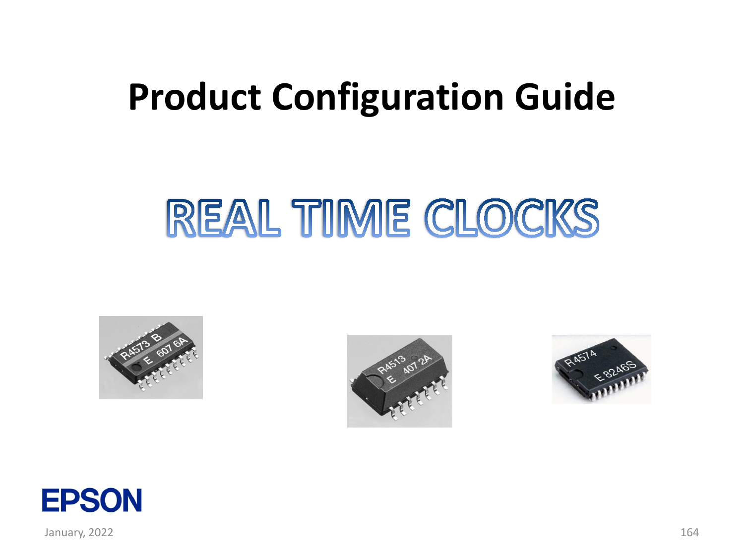# Product Configuration Guide

## REAL TIME CLOCKS

EPSON

January, 2022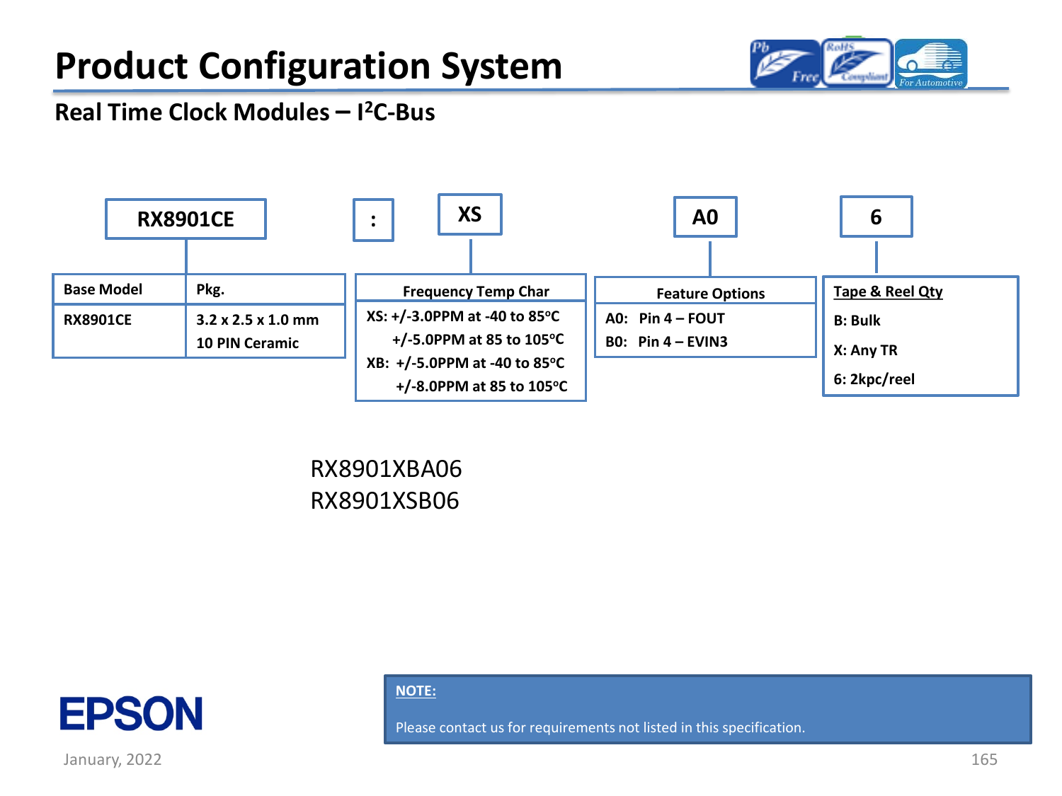# Product Configuration System

## Real Time Clock Modules – $I^2C$-Bus

RX8901CE : XS A0 6

| Base Model | Pkg. |
|---|---|
| RX8901CE | 3.2 x 2.5 x 1.0 mm<br>10 PIN Ceramic |

| Frequency Temp Char |
|---|
| XS: +/-3.0PPM at -40 to 85°C<br>+/-5.0PPM at 85 to 105°C |
| XB: +/-5.0PPM at -40 to 85°C<br>+/-8.0PPM at 85 to 105°C |

| Feature Options |
|---|
| A0: Pin 4 – FOUT |
| B0: Pin 4 – EVIN3 |

| Tape & Reel Qty |
|---|
| B: Bulk |
| X: Any TR |
| 6: 2kpc/reel |

RX8901XBA06
RX8901XSB06

**NOTE:**

Please contact us for requirements not listed in this specification.

EPSON

January, 2022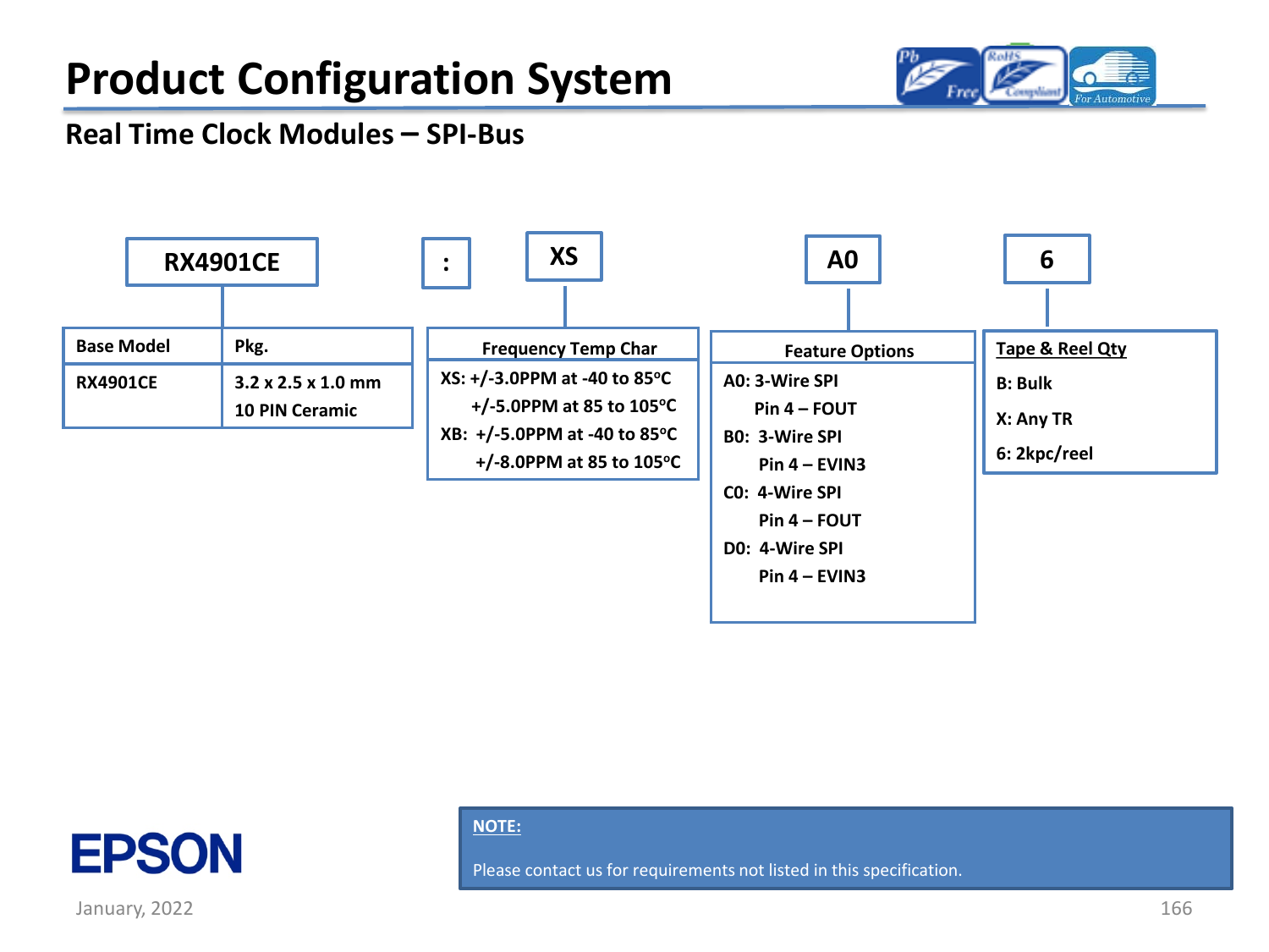# Product Configuration System

## Real Time Clock Modules – SPI-Bus

RX4901CE : XS A0 6

| Base Model | Pkg. |
|---|---|
| RX4901CE | 3.2 x 2.5 x 1.0 mm<br>10 PIN Ceramic |

**Frequency Temp Char**

- XS: +/-3.0PPM at -40 to 85ºC
  - +/-5.0PPM at 85 to 105ºC
- XB: +/-5.0PPM at -40 to 85ºC
  - +/-8.0PPM at 85 to 105ºC

**Feature Options**

- A0: 3-Wire SPI
  - Pin 4 – FOUT
- B0: 3-Wire SPI
  - Pin 4 – EVIN3
- C0: 4-Wire SPI
  - Pin 4 – FOUT
- D0: 4-Wire SPI
  - Pin 4 – EVIN3

**Tape & Reel Qty**

- B: Bulk
- X: Any TR
- 6: 2kpc/reel

**NOTE:**

Please contact us for requirements not listed in this specification.

EPSON

January, 2022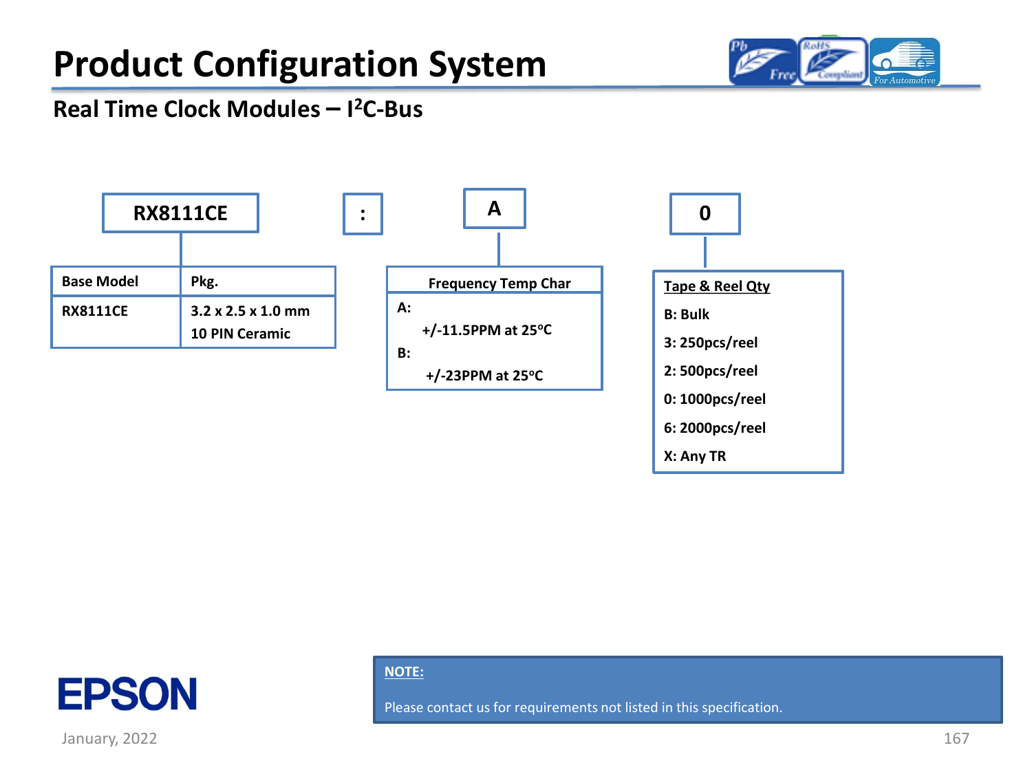# Product Configuration System

## Real Time Clock Modules – I²C-Bus

**RX8111CE** | **:** | **A** | **0**

| Base Model | Pkg. |
|---|---|
| RX8111CE | 3.2 x 2.5 x 1.0 mm<br>10 PIN Ceramic |

| Frequency Temp Char |
|---|
| A:<br>+/-11.5PPM at 25°C |
| B:<br>+/-23PPM at 25°C |

| Tape & Reel Qty |
|---|
| B: Bulk |
| 3: 250pcs/reel |
| 2: 500pcs/reel |
| 0: 1000pcs/reel |
| 6: 2000pcs/reel |
| X: Any TR |

**NOTE:**

Please contact us for requirements not listed in this specification.

EPSON

January, 2022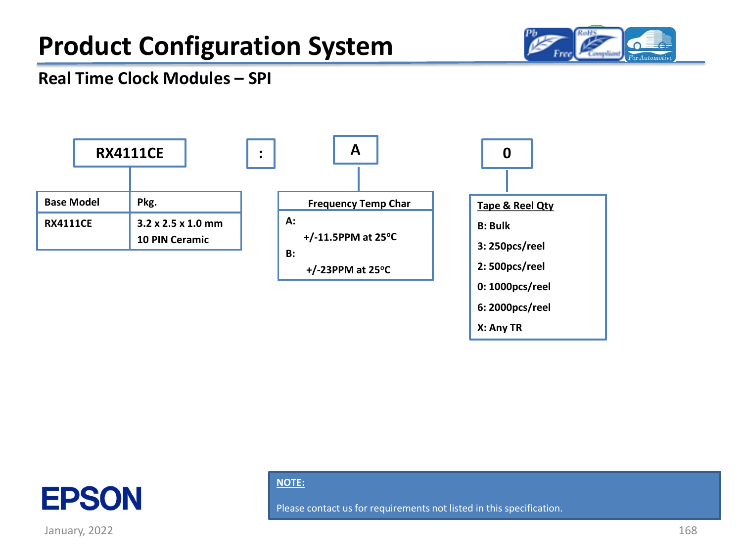# Product Configuration System

## Real Time Clock Modules – SPI

**RX4111CE** **:** **A** **0**

| Base Model | Pkg. |
| --- | --- |
| RX4111CE | 3.2 x 2.5 x 1.0 mm<br>10 PIN Ceramic |

| Frequency Temp Char |
| --- |
| A: +/-11.5PPM at 25°C |
| B: +/-23PPM at 25°C |

**Tape & Reel Qty**

- B: Bulk
- 3: 250pcs/reel
- 2: 500pcs/reel
- 0: 1000pcs/reel
- 6: 2000pcs/reel
- X: Any TR

**NOTE:**

Please contact us for requirements not listed in this specification.

EPSON

January, 2022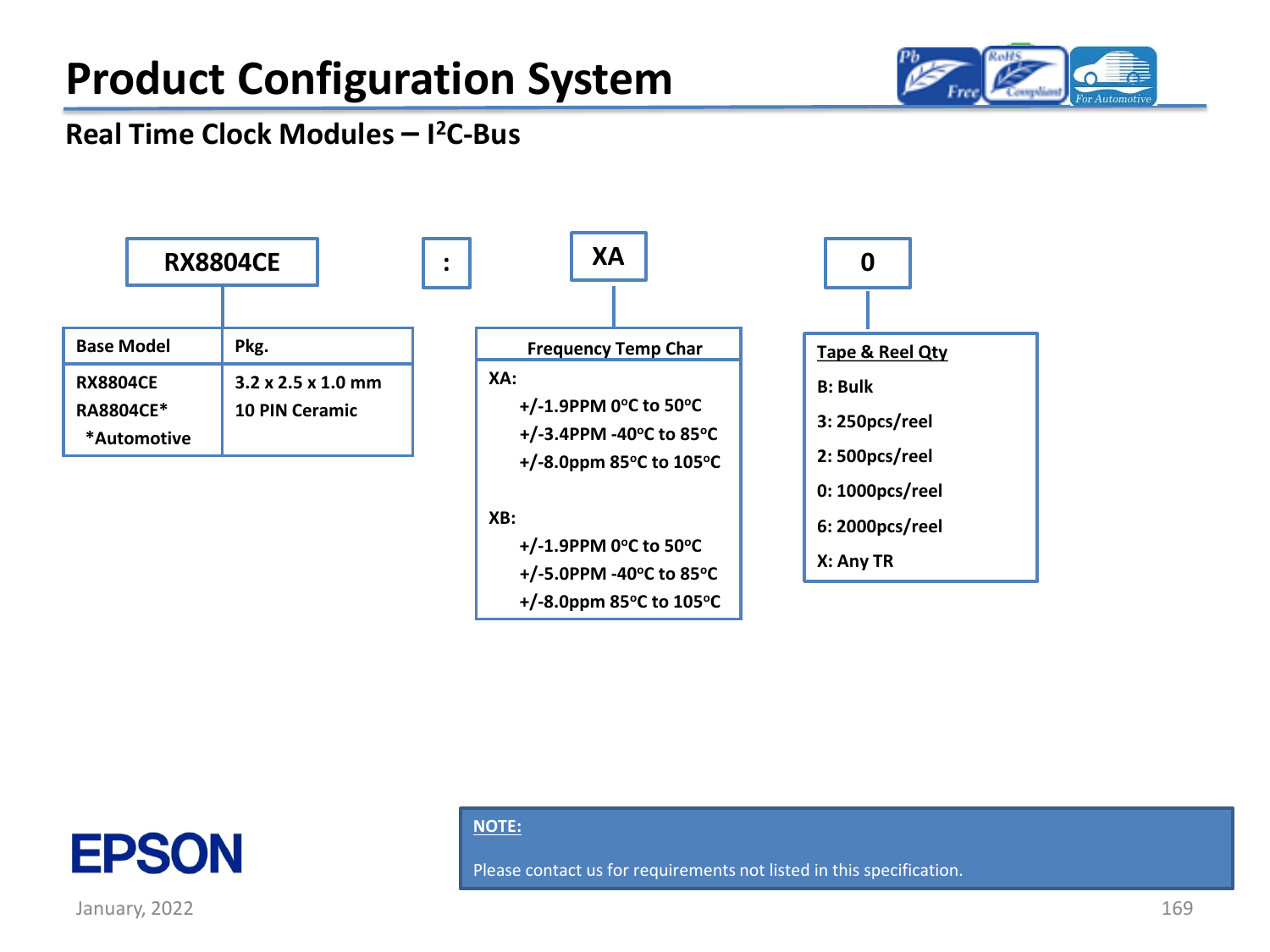# Product Configuration System

## Real Time Clock Modules – I$^2$C-Bus

**RX8804CE** **:** **XA** **0**

| Base Model | Pkg. |
|---|---|
| RX8804CE<br>RA8804CE*<br>*Automotive | 3.2 x 2.5 x 1.0 mm<br>10 PIN Ceramic |

**Frequency Temp Char**

XA:
- +/-1.9PPM 0°C to 50°C
- +/-3.4PPM -40°C to 85°C
- +/-8.0ppm 85°C to 105°C

XB:
- +/-1.9PPM 0°C to 50°C
- +/-5.0PPM -40°C to 85°C
- +/-8.0ppm 85°C to 105°C

**Tape & Reel Qty**

- B: Bulk
- 3: 250pcs/reel
- 2: 500pcs/reel
- 0: 1000pcs/reel
- 6: 2000pcs/reel
- X: Any TR

**NOTE:**

Please contact us for requirements not listed in this specification.

EPSON

January, 2022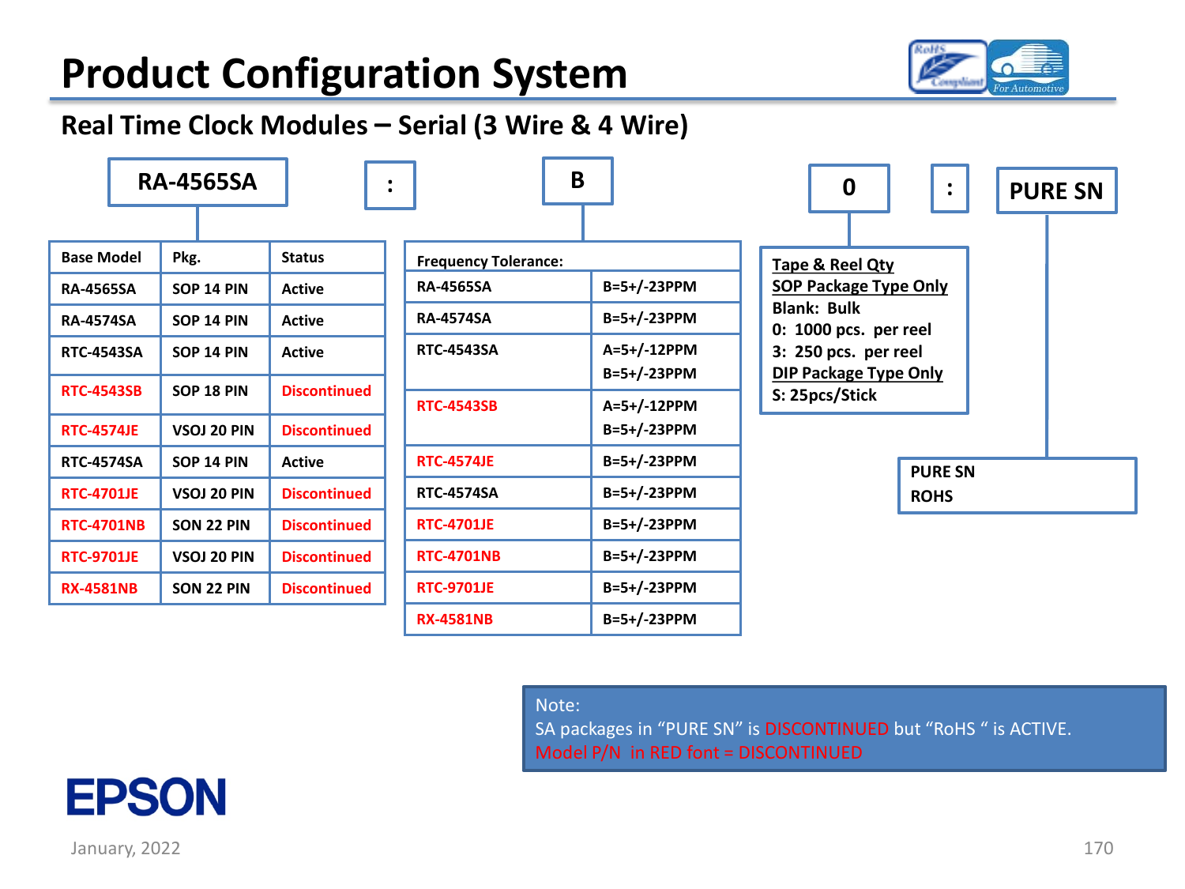# Product Configuration System

## Real Time Clock Modules – Serial (3 Wire & 4 Wire)

RA-4565SA : B 0 : PURE SN

| Base Model | Pkg. | Status |
|---|---|---|
| RA-4565SA | SOP 14 PIN | Active |
| RA-4574SA | SOP 14 PIN | Active |
| RTC-4543SA | SOP 14 PIN | Active |
| RTC-4543SB | SOP 18 PIN | Discontinued |
| RTC-4574JE | VSOJ 20 PIN | Discontinued |
| RTC-4574SA | SOP 14 PIN | Active |
| RTC-4701JE | VSOJ 20 PIN | Discontinued |
| RTC-4701NB | SON 22 PIN | Discontinued |
| RTC-9701JE | VSOJ 20 PIN | Discontinued |
| RX-4581NB | SON 22 PIN | Discontinued |

| Frequency Tolerance: | |
|---|---|
| RA-4565SA | B=5+/-23PPM |
| RA-4574SA | B=5+/-23PPM |
| RTC-4543SA | A=5+/-12PPM<br>B=5+/-23PPM |
| RTC-4543SB | A=5+/-12PPM<br>B=5+/-23PPM |
| RTC-4574JE | B=5+/-23PPM |
| RTC-4574SA | B=5+/-23PPM |
| RTC-4701JE | B=5+/-23PPM |
| RTC-4701NB | B=5+/-23PPM |
| RTC-9701JE | B=5+/-23PPM |
| RX-4581NB | B=5+/-23PPM |

**Tape & Reel Qty**
**SOP Package Type Only**
Blank: Bulk
0: 1000 pcs. per reel
3: 250 pcs. per reel
**DIP Package Type Only**
S: 25pcs/Stick

PURE SN
ROHS

Note:
SA packages in "PURE SN" is DISCONTINUED but "RoHS " is ACTIVE.
Model P/N in RED font = DISCONTINUED

January, 2022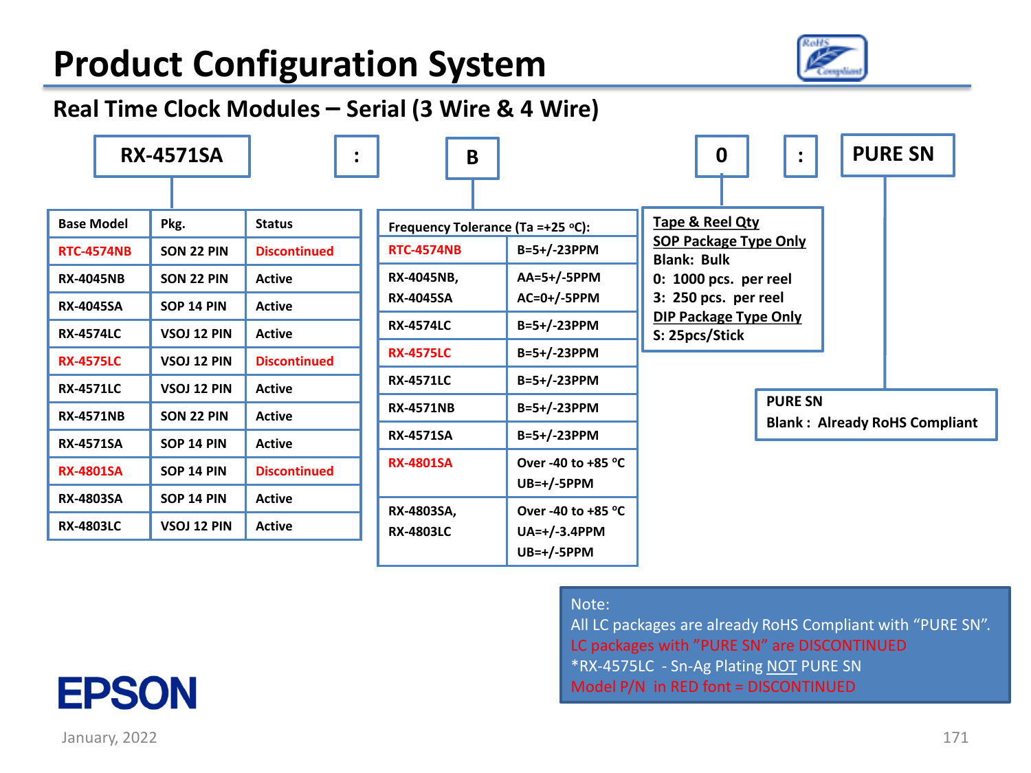# Product Configuration System

## Real Time Clock Modules – Serial (3 Wire & 4 Wire)

RX-4571SA : B 0 : PURE SN

| Base Model | Pkg. | Status |
|---|---|---|
| RTC-4574NB | SON 22 PIN | Discontinued |
| RX-4045NB | SON 22 PIN | Active |
| RX-4045SA | SOP 14 PIN | Active |
| RX-4574LC | VSOJ 12 PIN | Active |
| RX-4575LC | VSOJ 12 PIN | Discontinued |
| RX-4571LC | VSOJ 12 PIN | Active |
| RX-4571NB | SON 22 PIN | Active |
| RX-4571SA | SOP 14 PIN | Active |
| RX-4801SA | SOP 14 PIN | Discontinued |
| RX-4803SA | SOP 14 PIN | Active |
| RX-4803LC | VSOJ 12 PIN | Active |

| Frequency Tolerance (Ta =+25 °C): | |
|---|---|
| RTC-4574NB | B=5+/-23PPM |
| RX-4045NB, RX-4045SA | AA=5+/-5PPM AC=0+/-5PPM |
| RX-4574LC | B=5+/-23PPM |
| RX-4575LC | B=5+/-23PPM |
| RX-4571LC | B=5+/-23PPM |
| RX-4571NB | B=5+/-23PPM |
| RX-4571SA | B=5+/-23PPM |
| RX-4801SA | Over -40 to +85 °C UB=+/-5PPM |
| RX-4803SA, RX-4803LC | Over -40 to +85 °C UA=+/-3.4PPM UB=+/-5PPM |

**Tape & Reel Qty**
**SOP Package Type Only**
Blank: Bulk
0: 1000 pcs. per reel
3: 250 pcs. per reel
**DIP Package Type Only**
S: 25pcs/Stick

PURE SN
Blank : Already RoHS Compliant

Note:
All LC packages are already RoHS Compliant with "PURE SN".
LC packages with "PURE SN" are DISCONTINUED
*RX-4575LC - Sn-Ag Plating NOT PURE SN
Model P/N in RED font = DISCONTINUED

EPSON

January, 2022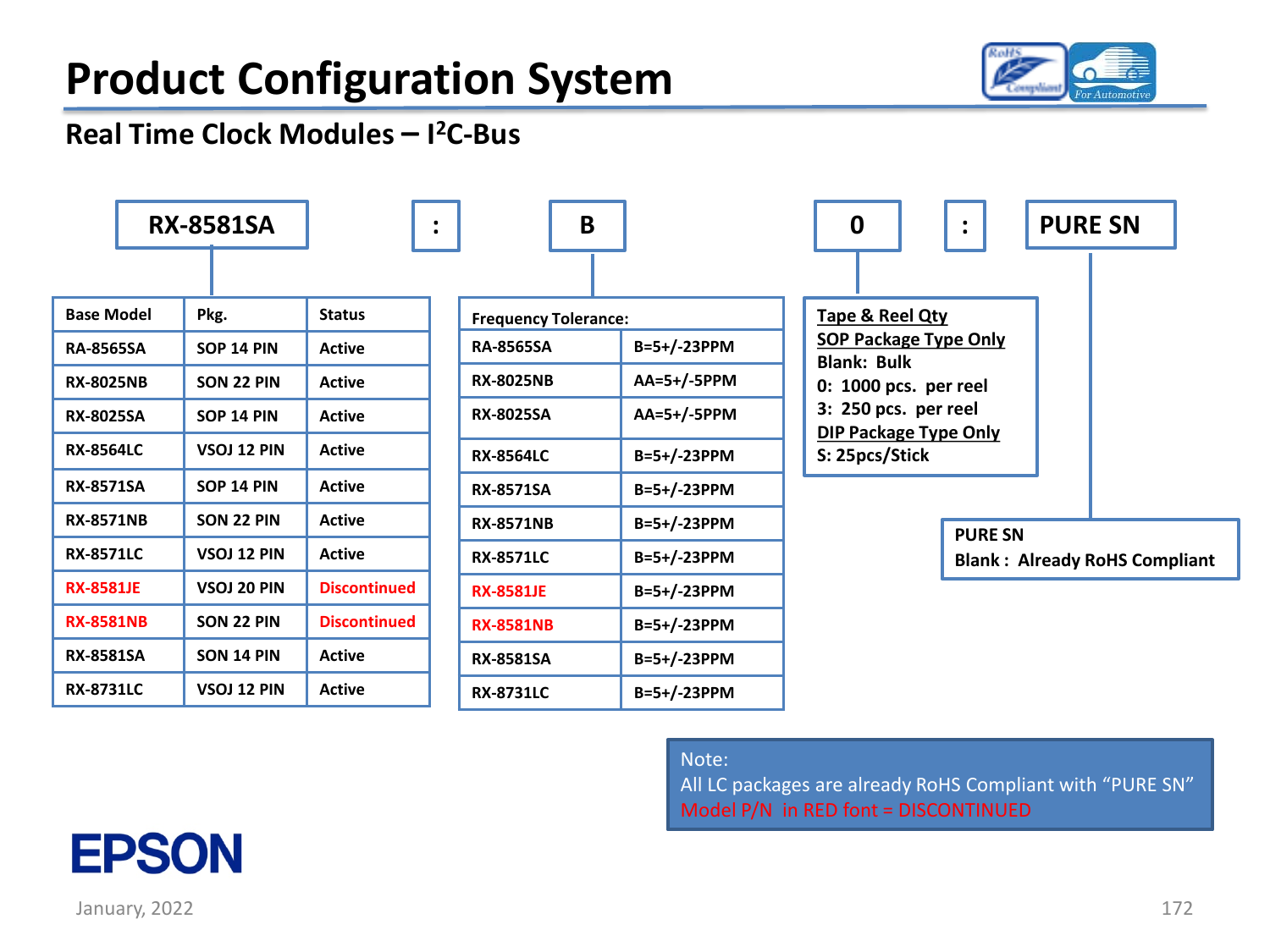# Product Configuration System

## Real Time Clock Modules – I$^2$C-Bus

**RX-8581SA** | **:** | **B** | **0** | **:** | **PURE SN**

| Base Model | Pkg. | Status |
|---|---|---|
| RA-8565SA | SOP 14 PIN | Active |
| RX-8025NB | SON 22 PIN | Active |
| RX-8025SA | SOP 14 PIN | Active |
| RX-8564LC | VSOJ 12 PIN | Active |
| RX-8571SA | SOP 14 PIN | Active |
| RX-8571NB | SON 22 PIN | Active |
| RX-8571LC | VSOJ 12 PIN | Active |
| RX-8581JE | VSOJ 20 PIN | Discontinued |
| RX-8581NB | SON 22 PIN | Discontinued |
| RX-8581SA | SON 14 PIN | Active |
| RX-8731LC | VSOJ 12 PIN | Active |

| Frequency Tolerance: | |
|---|---|
| RA-8565SA | B=5+/-23PPM |
| RX-8025NB | AA=5+/-5PPM |
| RX-8025SA | AA=5+/-5PPM |
| RX-8564LC | B=5+/-23PPM |
| RX-8571SA | B=5+/-23PPM |
| RX-8571NB | B=5+/-23PPM |
| RX-8571LC | B=5+/-23PPM |
| RX-8581JE | B=5+/-23PPM |
| RX-8581NB | B=5+/-23PPM |
| RX-8581SA | B=5+/-23PPM |
| RX-8731LC | B=5+/-23PPM |

**Tape & Reel Qty**

**SOP Package Type Only**

Blank: Bulk

0: 1000 pcs. per reel

3: 250 pcs. per reel

**DIP Package Type Only**

S: 25pcs/Stick

**PURE SN**

Blank : Already RoHS Compliant

Note:
All LC packages are already RoHS Compliant with "PURE SN"
Model P/N in RED font = DISCONTINUED

EPSON

January, 2022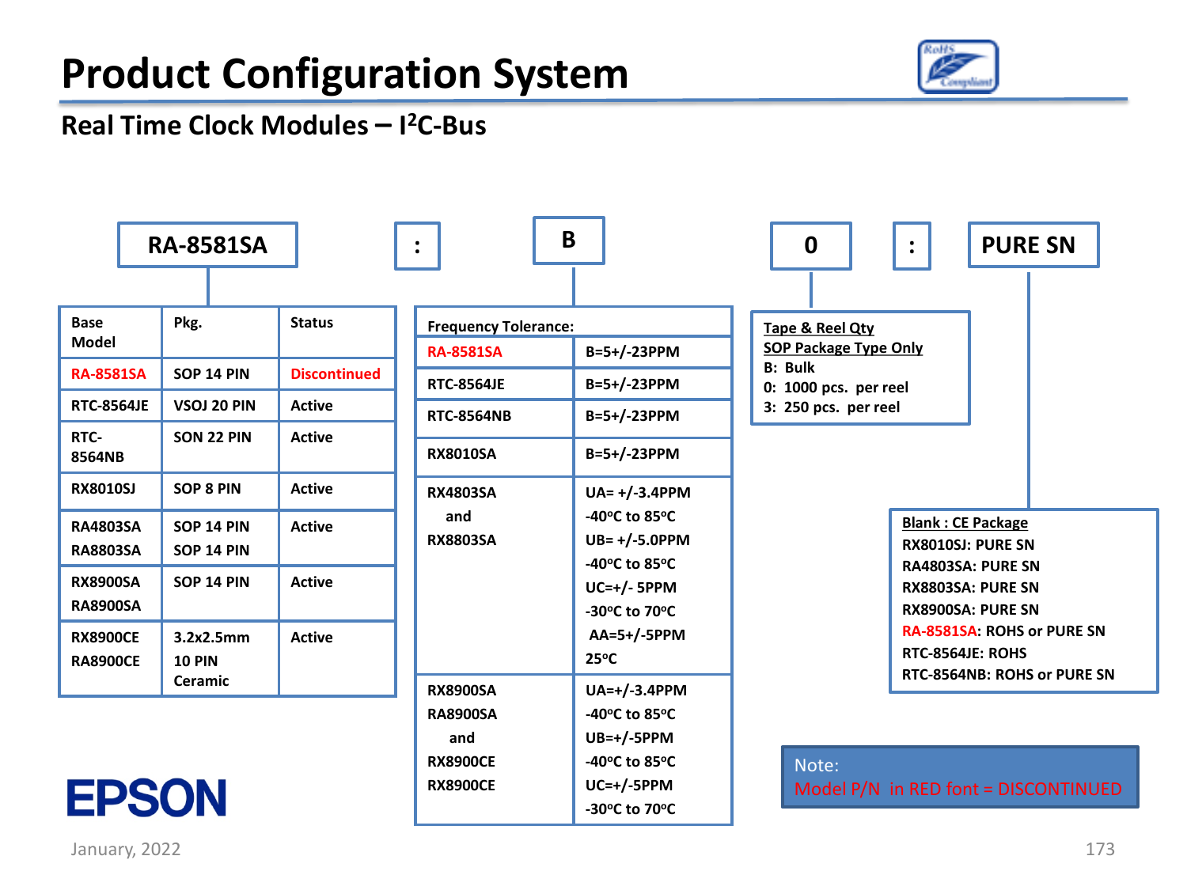# Product Configuration System

## Real Time Clock Modules – I²C-Bus

RA-8581SA : B 0 : PURE SN

| Base Model | Pkg. | Status |
|---|---|---|
| RA-8581SA | SOP 14 PIN | Discontinued |
| RTC-8564JE | VSOJ 20 PIN | Active |
| RTC-8564NB | SON 22 PIN | Active |
| RX8010SJ | SOP 8 PIN | Active |
| RA4803SA<br>RA8803SA | SOP 14 PIN<br>SOP 14 PIN | Active |
| RX8900SA<br>RA8900SA | SOP 14 PIN | Active |
| RX8900CE<br>RA8900CE | 3.2x2.5mm<br>10 PIN<br>Ceramic | Active |

| Frequency Tolerance: | |
|---|---|
| RA-8581SA | B=5+/-23PPM |
| RTC-8564JE | B=5+/-23PPM |
| RTC-8564NB | B=5+/-23PPM |
| RX8010SA | B=5+/-23PPM |
| RX4803SA and RX8803SA | UA= +/-3.4PPM -40°C to 85°C<br>UB= +/-5.0PPM -40°C to 85°C<br>UC=+/- 5PPM -30°C to 70°C<br>AA=5+/-5PPM 25°C |
| RX8900SA RA8900SA and RX8900CE RX8900CE | UA=+/-3.4PPM -40°C to 85°C<br>UB=+/-5PPM -40°C to 85°C<br>UC=+/-5PPM -30°C to 70°C |

**Tape & Reel Qty**
**SOP Package Type Only**
B: Bulk
0: 1000 pcs. per reel
3: 250 pcs. per reel

**Blank : CE Package**
RX8010SJ: PURE SN
RA4803SA: PURE SN
RX8803SA: PURE SN
RX8900SA: PURE SN
RA-8581SA: ROHS or PURE SN
RTC-8564JE: ROHS
RTC-8564NB: ROHS or PURE SN

Note:
Model P/N in RED font = DISCONTINUED

EPSON

January, 2022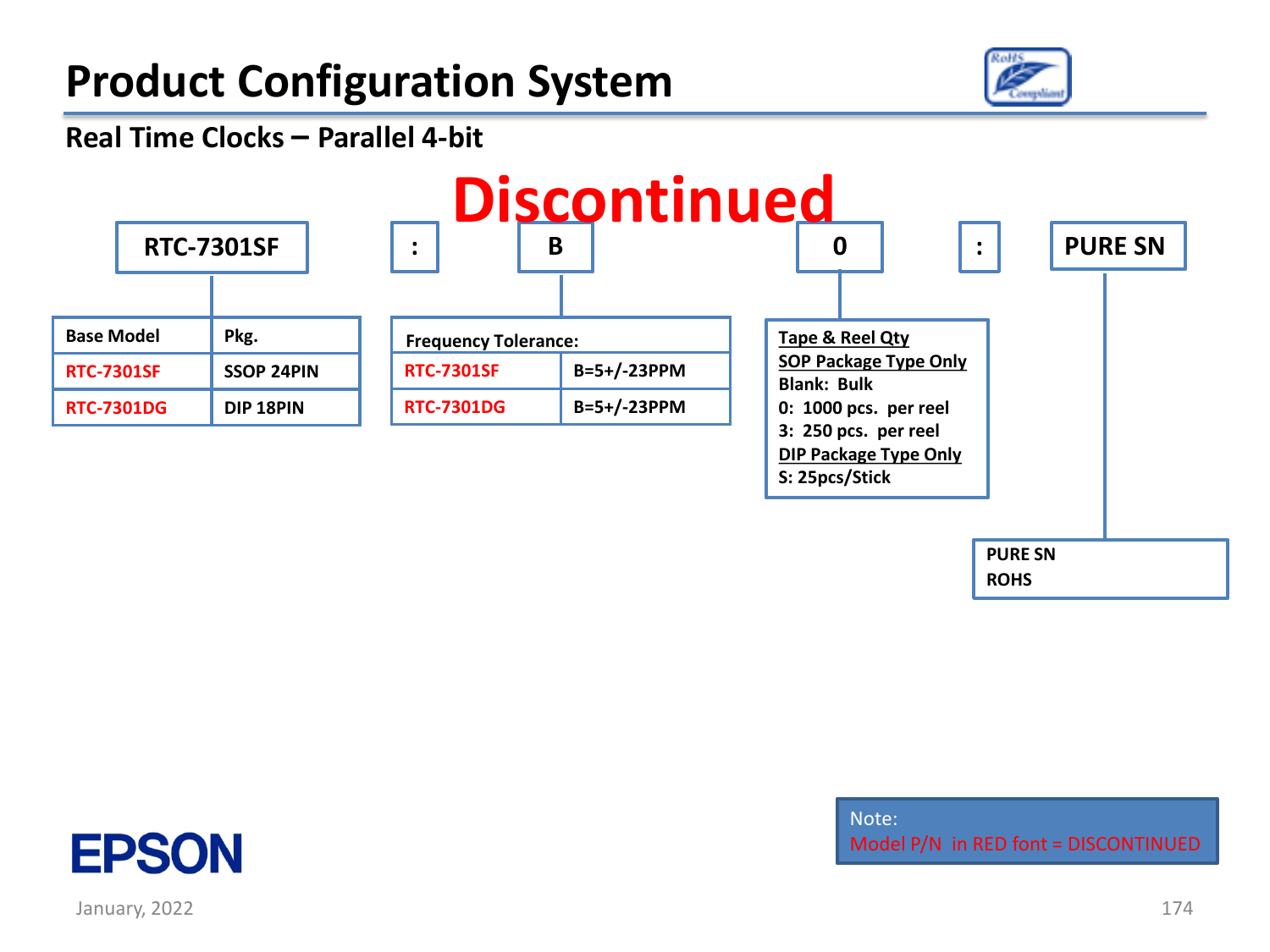# Product Configuration System

## Real Time Clocks – Parallel 4-bit

**Discontinued**

RTC-7301SF : B 0 : PURE SN

| Base Model | Pkg. |
|---|---|
| RTC-7301SF | SSOP 24PIN |
| RTC-7301DG | DIP 18PIN |

| Frequency Tolerance: | |
|---|---|
| RTC-7301SF | B=5+/-23PPM |
| RTC-7301DG | B=5+/-23PPM |

**Tape & Reel Qty**
**SOP Package Type Only**
Blank: Bulk
0: 1000 pcs. per reel
3: 250 pcs. per reel
**DIP Package Type Only**
S: 25pcs/Stick

PURE SN
ROHS

Note:
Model P/N in RED font = DISCONTINUED

EPSON

January, 2022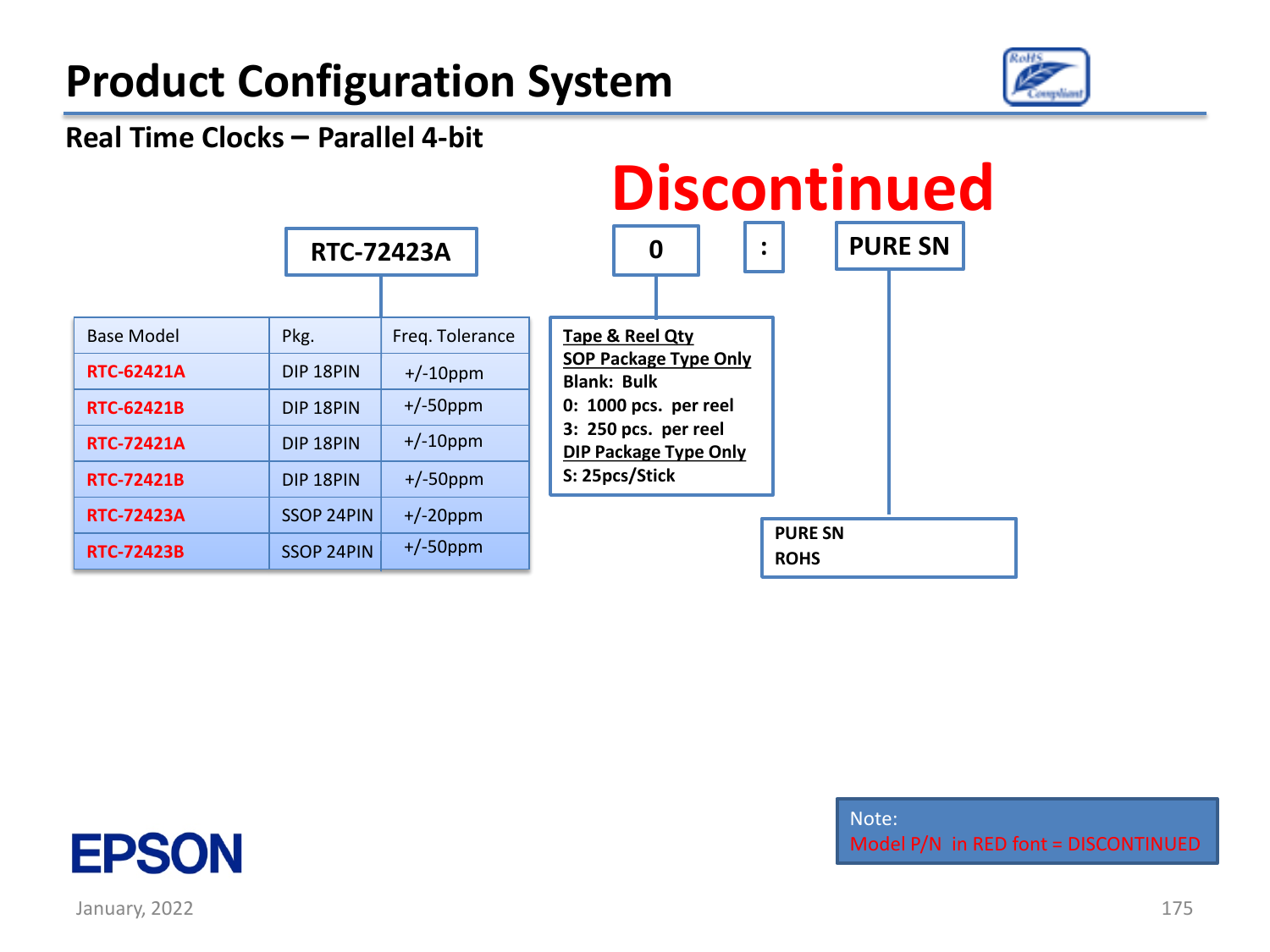# Product Configuration System

## Real Time Clocks – Parallel 4-bit

**Discontinued**

**RTC-72423A** | **0** | **:** | **PURE SN**

| Base Model | Pkg. | Freq. Tolerance |
|---|---|---|
| RTC-62421A | DIP 18PIN | +/-10ppm |
| RTC-62421B | DIP 18PIN | +/-50ppm |
| RTC-72421A | DIP 18PIN | +/-10ppm |
| RTC-72421B | DIP 18PIN | +/-50ppm |
| RTC-72423A | SSOP 24PIN | +/-20ppm |
| RTC-72423B | SSOP 24PIN | +/-50ppm |

**Tape & Reel Qty**
**SOP Package Type Only**
**Blank: Bulk**
**0: 1000 pcs. per reel**
**3: 250 pcs. per reel**
**DIP Package Type Only**
**S: 25pcs/Stick**

**PURE SN**
**ROHS**

Note:
Model P/N in RED font = DISCONTINUED

January, 2022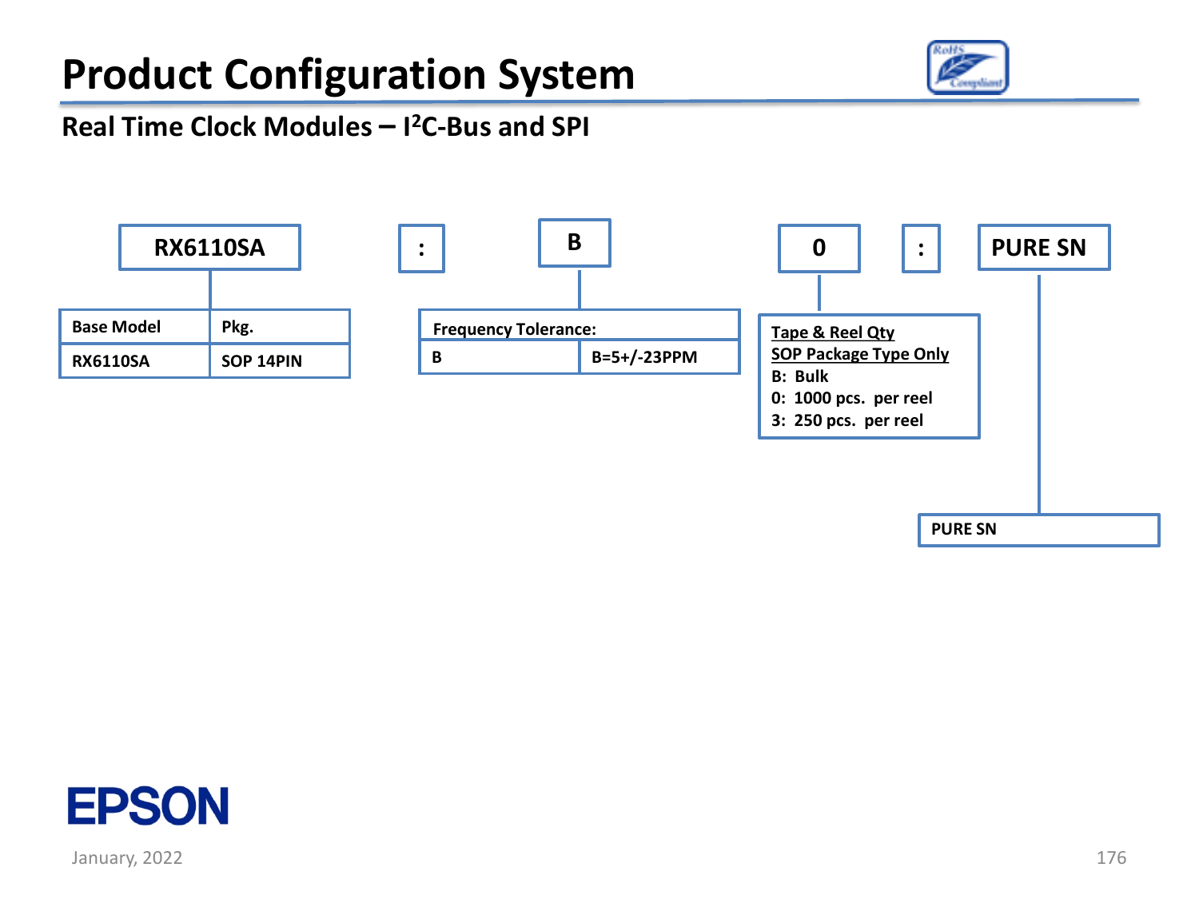# Product Configuration System

## Real Time Clock Modules – $I^2C$-Bus and SPI

RX6110SA : B 0 : PURE SN

| Base Model | Pkg. |
| --- | --- |
| RX6110SA | SOP 14PIN |

| Frequency Tolerance: | |
| --- | --- |
| B | B=5+/-23PPM |

Tape & Reel Qty
SOP Package Type Only
B: Bulk
0: 1000 pcs. per reel
3: 250 pcs. per reel

PURE SN

January, 2022